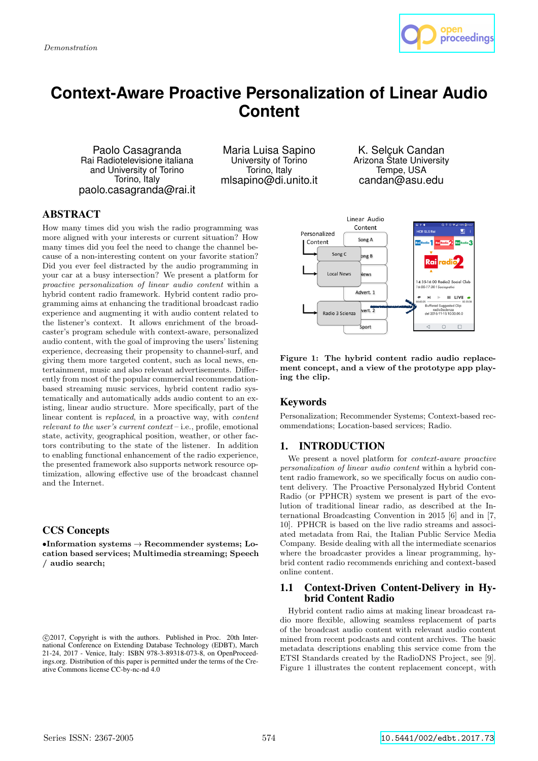Demonstration

# Context-Aware Proactive Personalization of Linear Audio Content

Paolo Casagranda
Rai Radiotelevisione italiana and University of Torino
Torino, Italy
paolo.casagranda@rai.it

Maria Luisa Sapino
University of Torino
Torino, Italy
mlsapino@di.unito.it

K. Selçuk Candan
Arizona State University
Tempe, USA
candan@asu.edu

## ABSTRACT

How many times did you wish the radio programming was more aligned with your interests or current situation? How many times did you feel the need to change the channel because of a non-interesting content on your favorite station? Did you ever feel distracted by the audio programming in your car at a busy intersection? We present a platform for *proactive personalization of linear audio content* within a hybrid content radio framework. Hybrid content radio programming aims at enhancing the traditional broadcast radio experience and augmenting it with audio content related to the listener's context. It allows enrichment of the broadcaster's program schedule with context-aware, personalized audio content, with the goal of improving the users' listening experience, decreasing their propensity to channel-surf, and giving them more targeted content, such as local news, entertainment, music and also relevant advertisements. Differently from most of the popular commercial recommendation-based streaming music services, hybrid content radio systematically and automatically adds audio content to an existing, linear audio structure. More specifically, part of the linear content is *replaced*, in a proactive way, with *content relevant to the user's current context* – i.e., profile, emotional state, activity, geographical position, weather, or other factors contributing to the state of the listener. In addition to enabling functional enhancement of the radio experience, the presented framework also supports network resource optimization, allowing effective use of the broadcast channel and the Internet.

## CCS Concepts

•**Information systems → Recommender systems; Location based services; Multimedia streaming; Speech / audio search;**

©2017, Copyright is with the authors. Published in Proc. 20th International Conference on Extending Database Technology (EDBT), March 21-24, 2017 - Venice, Italy: ISBN 978-3-89318-073-8, on OpenProceedings.org. Distribution of this paper is permitted under the terms of the Creative Commons license CC-by-nc-nd 4.0

**Figure 1: The hybrid content radio audio replacement concept, and a view of the prototype app playing the clip.**

## Keywords

Personalization; Recommender Systems; Context-based recommendations; Location-based services; Radio.

## 1. INTRODUCTION

We present a novel platform for *context-aware proactive personalization of linear audio content* within a hybrid content radio framework, so we specifically focus on audio content delivery. The Proactive Personalyzed Hybrid Content Radio (or PPHCR) system we present is part of the evolution of traditional linear radio, as described at the International Broadcasting Convention in 2015 [6] and in [7, 10]. PPHCR is based on the live radio streams and associated metadata from Rai, the Italian Public Service Media Company. Beside dealing with all the intermediate scenarios where the broadcaster provides a linear programming, hybrid content radio recommends enriching and context-based online content.

### 1.1 Context-Driven Content-Delivery in Hybrid Content Radio

Hybrid content radio aims at making linear broadcast radio more flexible, allowing seamless replacement of parts of the broadcast audio content with relevant audio content mined from recent podcasts and content archives. The basic metadata descriptions enabling this service come from the ETSI Standards created by the RadioDNS Project, see [9]. Figure 1 illustrates the content replacement concept, with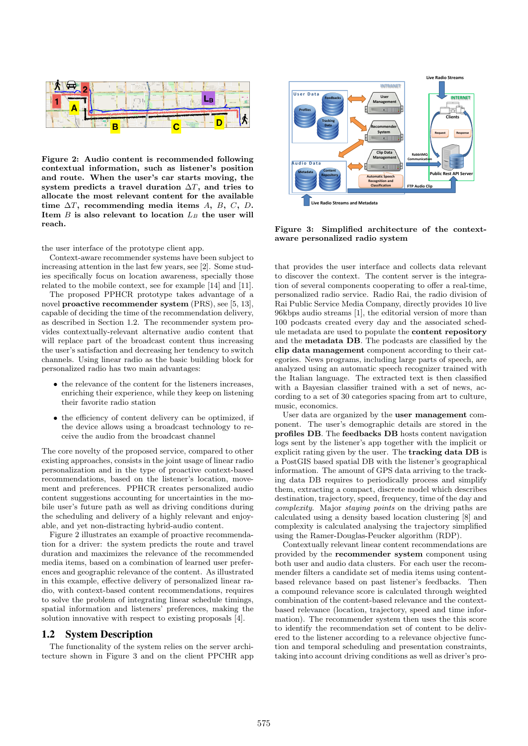**Figure 2: Audio content is recommended following contextual information, such as listener's position and route. When the user's car starts moving, the system predicts a travel duration $\Delta T$, and tries to allocate the most relevant content for the available time $\Delta T$, recommending media items $A$, $B$, $C$, $D$. Item $B$ is also relevant to location $L_B$ the user will reach.**

the user interface of the prototype client app.

Context-aware recommender systems have been subject to increasing attention in the last few years, see [2]. Some studies specifically focus on location awareness, specially those related to the mobile context, see for example [14] and [11].

The proposed PPHCR prototype takes advantage of a novel **proactive recommender system** (PRS), see [5, 13], capable of deciding the time of the recommendation delivery, as described in Section 1.2. The recommender system provides contextually-relevant alternative audio content that will replace part of the broadcast content thus increasing the user's satisfaction and decreasing her tendency to switch channels. Using linear radio as the basic building block for personalized radio has two main advantages:

- the relevance of the content for the listeners increases, enriching their experience, while they keep on listening their favorite radio station
- the efficiency of content delivery can be optimized, if the device allows using a broadcast technology to receive the audio from the broadcast channel

The core novelty of the proposed service, compared to other existing approaches, consists in the joint usage of linear radio personalization and in the type of proactive context-based recommendations, based on the listener's location, movement and preferences. PPHCR creates personalized audio content suggestions accounting for uncertainties in the mobile user's future path as well as driving conditions during the scheduling and delivery of a highly relevant and enjoyable, and yet non-distracting hybrid-audio content.

Figure 2 illustrates an example of proactive recommendation for a driver: the system predicts the route and travel duration and maximizes the relevance of the recommended media items, based on a combination of learned user preferences and geographic relevance of the content. As illustrated in this example, effective delivery of personalized linear radio, with context-based content recommendations, requires to solve the problem of integrating linear schedule timings, spatial information and listeners' preferences, making the solution innovative with respect to existing proposals [4].

## 1.2 System Description

The functionality of the system relies on the server architecture shown in Figure 3 and on the client PPHCR app that provides the user interface and collects data relevant to discover the context. The content server is the integration of several components cooperating to offer a real-time, personalized radio service. Radio Rai, the radio division of Rai Public Service Media Company, directly provides 10 live 96kbps audio streams [1], the editorial version of more than 100 podcasts created every day and the associated schedule metadata are used to populate the **content repository** and the **metadata DB**. The podcasts are classified by the **clip data management** component according to their categories. News programs, including large parts of speech, are analyzed using an automatic speech recognizer trained with the Italian language. The extracted text is then classified with a Bayesian classifier trained with a set of news, according to a set of 30 categories spacing from art to culture, music, economics.

**Figure 3: Simplified architecture of the context-aware personalized radio system**

User data are organized by the **user management** component. The user's demographic details are stored in the **profiles DB**. The **feedbacks DB** hosts content navigation logs sent by the listener's app together with the implicit or explicit rating given by the user. The **tracking data DB** is a PostGIS based spatial DB with the listener's geographical information. The amount of GPS data arriving to the tracking data DB requires to periodically process and simplify them, extracting a compact, discrete model which describes destination, trajectory, speed, frequency, time of the day and *complexity*. Major *staying points* on the driving paths are calculated using a density based location clustering [8] and complexity is calculated analysing the trajectory simplified using the Ramer-Douglas-Peucker algorithm (RDP).

Contextually relevant linear content recommendations are provided by the **recommender system** component using both user and audio data clusters. For each user the recommender filters a candidate set of media items using content-based relevance based on past listener's feedbacks. Then a compound relevance score is calculated through weighted combination of the content-based relevance and the context-based relevance (location, trajectory, speed and time information). The recommender system then uses the this score to identify the recommendation set of content to be delivered to the listener according to a relevance objective function and temporal scheduling and presentation constraints, taking into account driving conditions as well as driver's pro-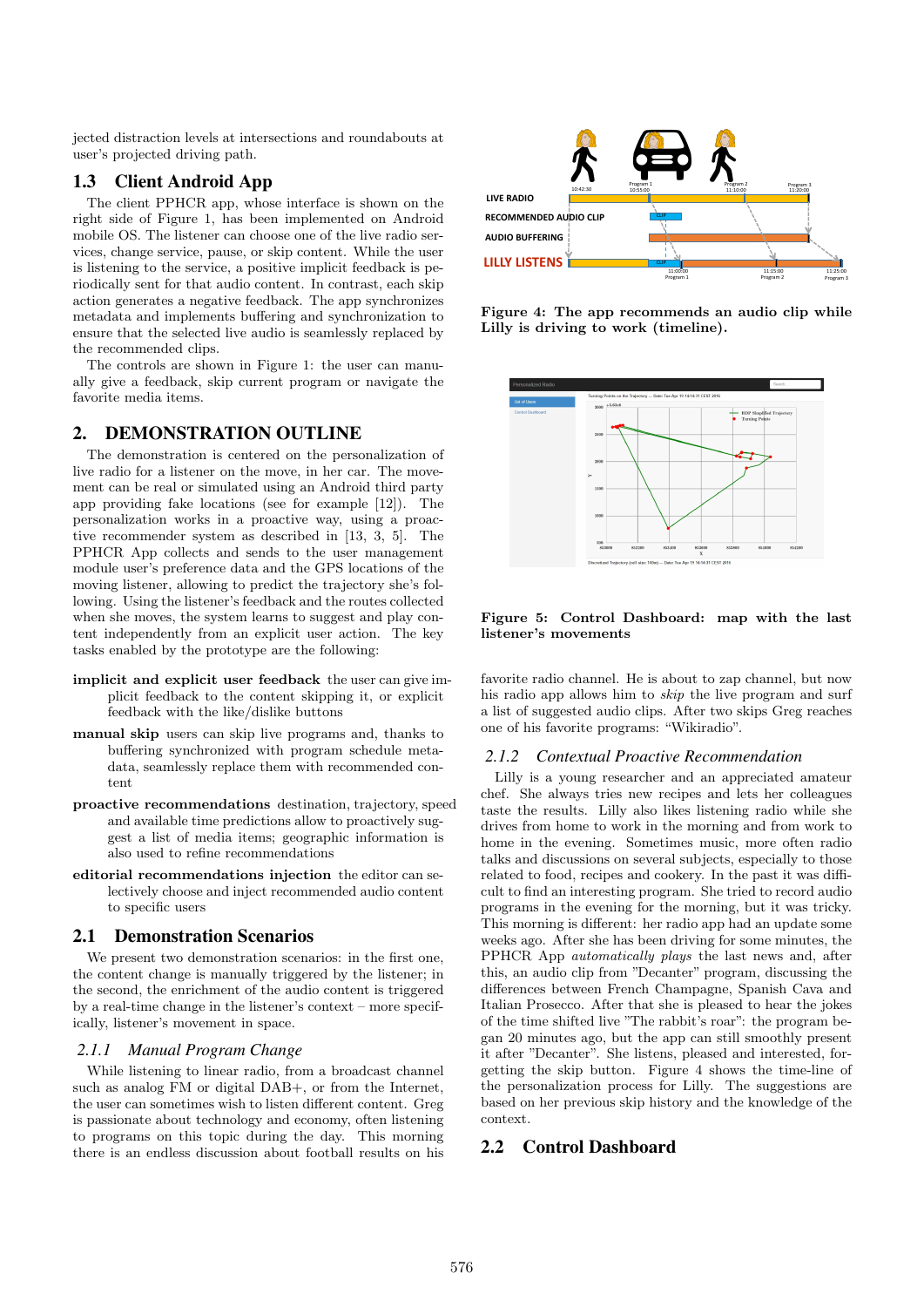jected distraction levels at intersections and roundabouts at user's projected driving path.

## 1.3 Client Android App

The client PPHCR app, whose interface is shown on the right side of Figure 1, has been implemented on Android mobile OS. The listener can choose one of the live radio services, change service, pause, or skip content. While the user is listening to the service, a positive implicit feedback is periodically sent for that audio content. In contrast, each skip action generates a negative feedback. The app synchronizes metadata and implements buffering and synchronization to ensure that the selected live audio is seamlessly replaced by the recommended clips.

The controls are shown in Figure 1: the user can manually give a feedback, skip current program or navigate the favorite media items.

# 2. DEMONSTRATION OUTLINE

The demonstration is centered on the personalization of live radio for a listener on the move, in her car. The movement can be real or simulated using an Android third party app providing fake locations (see for example [12]). The personalization works in a proactive way, using a proactive recommender system as described in [13, 3, 5]. The PPHCR App collects and sends to the user management module user's preference data and the GPS locations of the moving listener, allowing to predict the trajectory she's following. Using the listener's feedback and the routes collected when she moves, the system learns to suggest and play content independently from an explicit user action. The key tasks enabled by the prototype are the following:

**implicit and explicit user feedback** the user can give implicit feedback to the content skipping it, or explicit feedback with the like/dislike buttons

**manual skip** users can skip live programs and, thanks to buffering synchronized with program schedule metadata, seamlessly replace them with recommended content

**proactive recommendations** destination, trajectory, speed and available time predictions allow to proactively suggest a list of media items; geographic information is also used to refine recommendations

**editorial recommendations injection** the editor can selectively choose and inject recommended audio content to specific users

## 2.1 Demonstration Scenarios

We present two demonstration scenarios: in the first one, the content change is manually triggered by the listener; in the second, the enrichment of the audio content is triggered by a real-time change in the listener's context – more specifically, listener's movement in space.

### 2.1.1 Manual Program Change

While listening to linear radio, from a broadcast channel such as analog FM or digital DAB+, or from the Internet, the user can sometimes wish to listen different content. Greg is passionate about technology and economy, often listening to programs on this topic during the day. This morning there is an endless discussion about football results on his favorite radio channel. He is about to zap channel, but now his radio app allows him to *skip* the live program and surf a list of suggested audio clips. After two skips Greg reaches one of his favorite programs: "Wikiradio".

### 2.1.2 Contextual Proactive Recommendation

Lilly is a young researcher and an appreciated amateur chef. She always tries new recipes and lets her colleagues taste the results. Lilly also likes listening radio while she drives from home to work in the morning and from work to home in the evening. Sometimes music, more often radio talks and discussions on several subjects, especially to those related to food, recipes and cookery. In the past it was difficult to find an interesting program. She tried to record audio programs in the evening for the morning, but it was tricky. This morning is different: her radio app had an update some weeks ago. After she has been driving for some minutes, the PPHCR App *automatically plays* the last news and, after this, an audio clip from "Decanter" program, discussing the differences between French Champagne, Spanish Cava and Italian Prosecco. After that she is pleased to hear the jokes of the time shifted live "The rabbit's roar": the program began 20 minutes ago, but the app can still smoothly present it after "Decanter". She listens, pleased and interested, forgetting the skip button. Figure 4 shows the time-line of the personalization process for Lilly. The suggestions are based on her previous skip history and the knowledge of the context.

Figure 4: The app recommends an audio clip while Lilly is driving to work (timeline).

Figure 5: Control Dashboard: map with the last listener's movements

## 2.2 Control Dashboard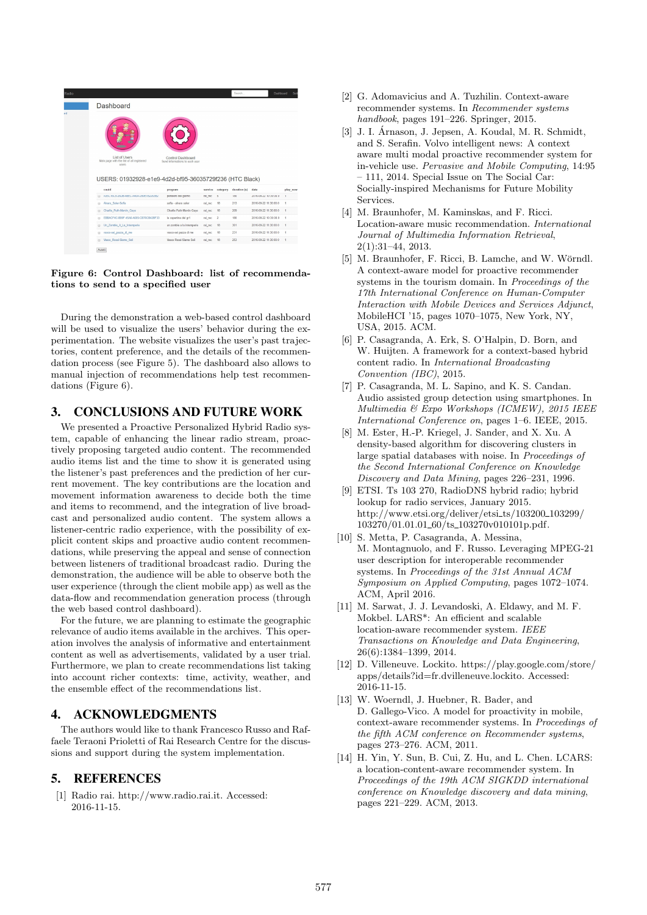Figure 6: Control Dashboard: list of recommendations to send to a specified user

During the demonstration a web-based control dashboard will be used to visualize the users' behavior during the experimentation. The website visualizes the user's past trajectories, content preference, and the details of the recommendation process (see Figure 5). The dashboard also allows to manual injection of recommendations help test recommendations (Figure 6).

## 3. CONCLUSIONS AND FUTURE WORK

We presented a Proactive Personalized Hybrid Radio system, capable of enhancing the linear radio stream, proactively proposing targeted audio content. The recommended audio items list and the time to show it is generated using the listener's past preferences and the prediction of her current movement. The key contributions are the location and movement information awareness to decide both the time and items to recommend, and the integration of live broadcast and personalized audio content. The system allows a listener-centric radio experience, with the possibility of explicit content skips and proactive audio content recommendations, while preserving the appeal and sense of connection between listeners of traditional broadcast radio. During the demonstration, the audience will be able to observe both the user experience (through the client mobile app) as well as the data-flow and recommendation generation process (through the web based control dashboard).

For the future, we are planning to estimate the geographic relevance of audio items available in the archives. This operation involves the analysis of informative and entertainment content as well as advertisements, validated by a user trial. Furthermore, we plan to create recommendations list taking into account richer contexts: time, activity, weather, and the ensemble effect of the recommendations list.

## 4. ACKNOWLEDGMENTS

The authors would like to thank Francesco Russo and Raffaele Teraoni Prioletti of Rai Research Centre for the discussions and support during the system implementation.

## 5. REFERENCES

[1] Radio rai. http://www.radio.rai.it. Accessed: 2016-11-15.

[2] G. Adomavicius and A. Tuzhilin. Context-aware recommender systems. In *Recommender systems handbook*, pages 191–226. Springer, 2015.

[3] J. I. Árnason, J. Jepsen, A. Koudal, M. R. Schmidt, and S. Serafin. Volvo intelligent news: A context aware multi modal proactive recommender system for in-vehicle use. *Pervasive and Mobile Computing*, 14:95 – 111, 2014. Special Issue on The Social Car: Socially-inspired Mechanisms for Future Mobility Services.

[4] M. Braunhofer, M. Kaminskas, and F. Ricci. Location-aware music recommendation. *International Journal of Multimedia Information Retrieval*, 2(1):31–44, 2013.

[5] M. Braunhofer, F. Ricci, B. Lamche, and W. Wörndl. A context-aware model for proactive recommender systems in the tourism domain. In *Proceedings of the 17th International Conference on Human-Computer Interaction with Mobile Devices and Services Adjunct*, MobileHCI '15, pages 1070–1075, New York, NY, USA, 2015. ACM.

[6] P. Casagranda, A. Erk, S. O'Halpin, D. Born, and W. Huijten. A framework for a context-based hybrid content radio. In *International Broadcasting Convention (IBC)*, 2015.

[7] P. Casagranda, M. L. Sapino, and K. S. Candan. Audio assisted group detection using smartphones. In *Multimedia & Expo Workshops (ICMEW), 2015 IEEE International Conference on*, pages 1–6. IEEE, 2015.

[8] M. Ester, H.-P. Kriegel, J. Sander, and X. Xu. A density-based algorithm for discovering clusters in large spatial databases with noise. In *Proceedings of the Second International Conference on Knowledge Discovery and Data Mining*, pages 226–231, 1996.

[9] ETSI. Ts 103 270, RadioDNS hybrid radio; hybrid lookup for radio services, January 2015. http://www.etsi.org/deliver/etsi_ts/103200_103299/103270/01.01.01_60/ts_103270v010101p.pdf.

[10] S. Metta, P. Casagranda, A. Messina, M. Montagnuolo, and F. Russo. Leveraging MPEG-21 user description for interoperable recommender systems. In *Proceedings of the 31st Annual ACM Symposium on Applied Computing*, pages 1072–1074. ACM, April 2016.

[11] M. Sarwat, J. J. Levandoski, A. Eldawy, and M. F. Mokbel. LARS*: An efficient and scalable location-aware recommender system. *IEEE Transactions on Knowledge and Data Engineering*, 26(6):1384–1399, 2014.

[12] D. Villeneuve. Lockito. https://play.google.com/store/apps/details?id=fr.dvilleneuve.lockito. Accessed: 2016-11-15.

[13] W. Woerndl, J. Huebner, R. Bader, and D. Gallego-Vico. A model for proactivity in mobile, context-aware recommender systems. In *Proceedings of the fifth ACM conference on Recommender systems*, pages 273–276. ACM, 2011.

[14] H. Yin, Y. Sun, B. Cui, Z. Hu, and L. Chen. LCARS: a location-content-aware recommender system. In *Proceedings of the 19th ACM SIGKDD international conference on Knowledge discovery and data mining*, pages 221–229. ACM, 2013.